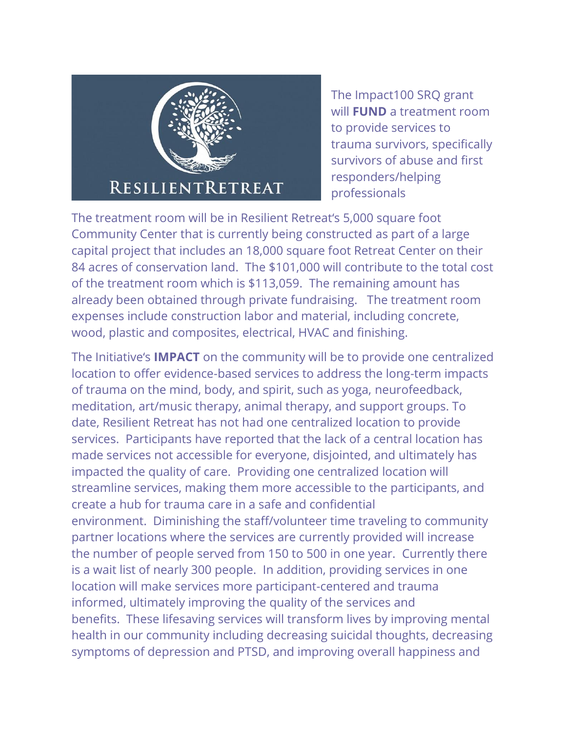RESILIENTRETREAT

The Impact100 SRQ grant will **FUND** a treatment room to provide services to trauma survivors, specifically survivors of abuse and first responders/helping professionals

The treatment room will be in Resilient Retreat's 5,000 square foot Community Center that is currently being constructed as part of a large capital project that includes an 18,000 square foot Retreat Center on their 84 acres of conservation land. The $101,000 will contribute to the total cost of the treatment room which is $113,059. The remaining amount has already been obtained through private fundraising. The treatment room expenses include construction labor and material, including concrete, wood, plastic and composites, electrical, HVAC and finishing.

The Initiative's **IMPACT** on the community will be to provide one centralized location to offer evidence-based services to address the long-term impacts of trauma on the mind, body, and spirit, such as yoga, neurofeedback, meditation, art/music therapy, animal therapy, and support groups. To date, Resilient Retreat has not had one centralized location to provide services. Participants have reported that the lack of a central location has made services not accessible for everyone, disjointed, and ultimately has impacted the quality of care. Providing one centralized location will streamline services, making them more accessible to the participants, and create a hub for trauma care in a safe and confidential environment. Diminishing the staff/volunteer time traveling to community partner locations where the services are currently provided will increase the number of people served from 150 to 500 in one year. Currently there is a wait list of nearly 300 people. In addition, providing services in one location will make services more participant-centered and trauma informed, ultimately improving the quality of the services and benefits. These lifesaving services will transform lives by improving mental health in our community including decreasing suicidal thoughts, decreasing symptoms of depression and PTSD, and improving overall happiness and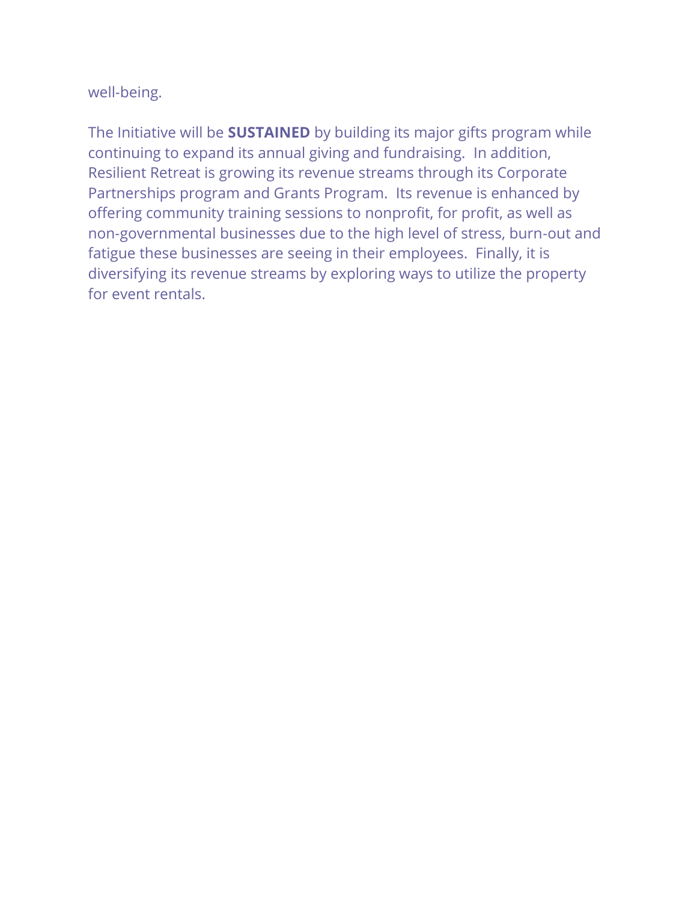well-being.

The Initiative will be **SUSTAINED** by building its major gifts program while continuing to expand its annual giving and fundraising. In addition, Resilient Retreat is growing its revenue streams through its Corporate Partnerships program and Grants Program. Its revenue is enhanced by offering community training sessions to nonprofit, for profit, as well as non-governmental businesses due to the high level of stress, burn-out and fatigue these businesses are seeing in their employees. Finally, it is diversifying its revenue streams by exploring ways to utilize the property for event rentals.